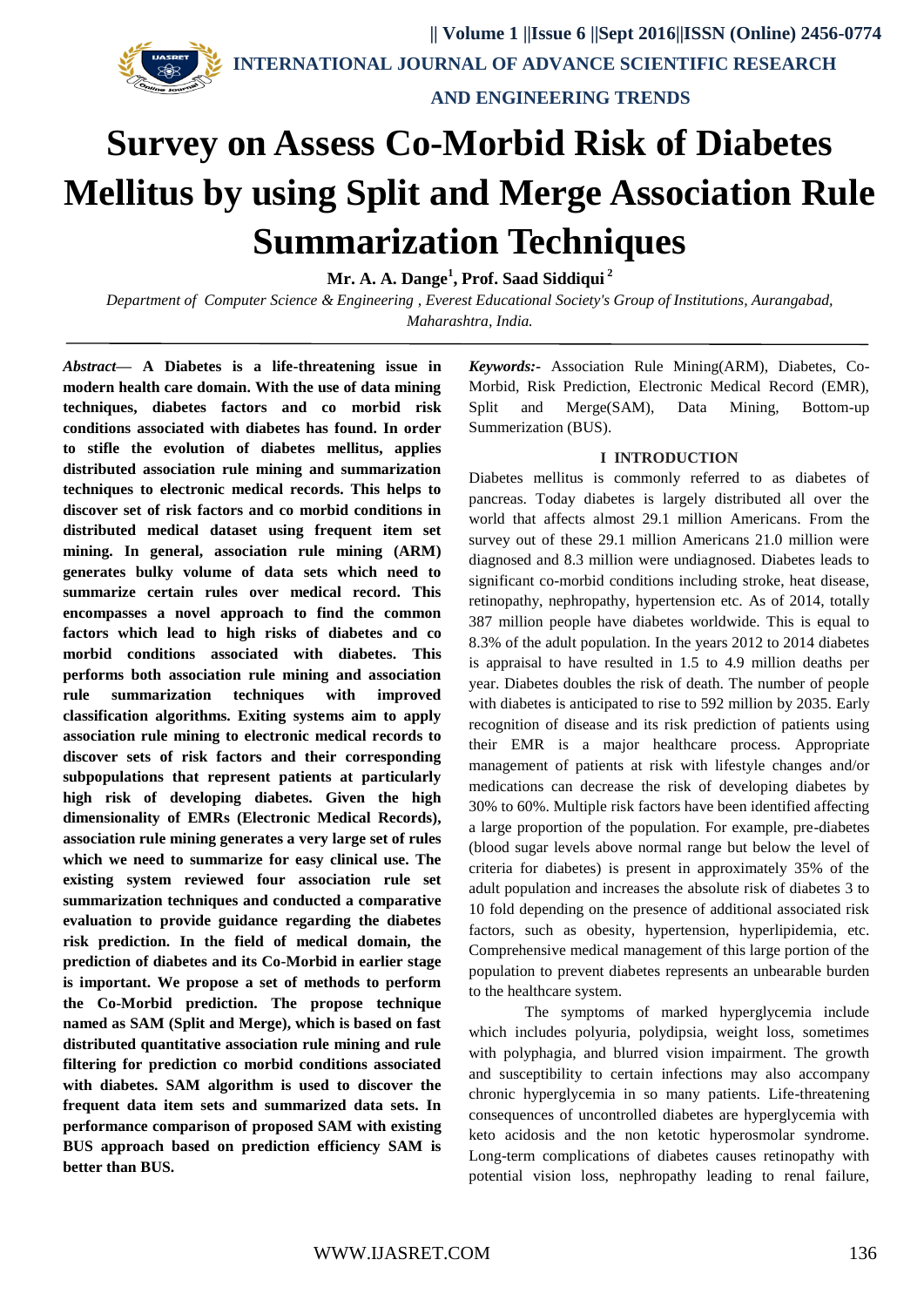# Survey on Assess Co-Morbid Risk of Diabetes Mellitus by using Split and Merge Association Rule Summarization Techniques

**Mr. A. A. Dange[1], Prof. Saad Siddiqui [2]**

*Department of Computer Science & Engineering , Everest Educational Society's Group of Institutions, Aurangabad, Maharashtra, India.*

***Abstract*— A Diabetes is a life-threatening issue in modern health care domain. With the use of data mining techniques, diabetes factors and co morbid risk conditions associated with diabetes has found. In order to stifle the evolution of diabetes mellitus, applies distributed association rule mining and summarization techniques to electronic medical records. This helps to discover set of risk factors and co morbid conditions in distributed medical dataset using frequent item set mining. In general, association rule mining (ARM) generates bulky volume of data sets which need to summarize certain rules over medical record. This encompasses a novel approach to find the common factors which lead to high risks of diabetes and co morbid conditions associated with diabetes. This performs both association rule mining and association rule summarization techniques with improved classification algorithms. Exiting systems aim to apply association rule mining to electronic medical records to discover sets of risk factors and their corresponding subpopulations that represent patients at particularly high risk of developing diabetes. Given the high dimensionality of EMRs (Electronic Medical Records), association rule mining generates a very large set of rules which we need to summarize for easy clinical use. The existing system reviewed four association rule set summarization techniques and conducted a comparative evaluation to provide guidance regarding the diabetes risk prediction. In the field of medical domain, the prediction of diabetes and its Co-Morbid in earlier stage is important. We propose a set of methods to perform the Co-Morbid prediction. The propose technique named as SAM (Split and Merge), which is based on fast distributed quantitative association rule mining and rule filtering for prediction co morbid conditions associated with diabetes. SAM algorithm is used to discover the frequent data item sets and summarized data sets. In performance comparison of proposed SAM with existing BUS approach based on prediction efficiency SAM is better than BUS.**

***Keywords:-*** Association Rule Mining(ARM), Diabetes, Co-Morbid, Risk Prediction, Electronic Medical Record (EMR), Split and Merge(SAM), Data Mining, Bottom-up Summerization (BUS).

## I INTRODUCTION

Diabetes mellitus is commonly referred to as diabetes of pancreas. Today diabetes is largely distributed all over the world that affects almost 29.1 million Americans. From the survey out of these 29.1 million Americans 21.0 million were diagnosed and 8.3 million were undiagnosed. Diabetes leads to significant co-morbid conditions including stroke, heat disease, retinopathy, nephropathy, hypertension etc. As of 2014, totally 387 million people have diabetes worldwide. This is equal to 8.3% of the adult population. In the years 2012 to 2014 diabetes is appraisal to have resulted in 1.5 to 4.9 million deaths per year. Diabetes doubles the risk of death. The number of people with diabetes is anticipated to rise to 592 million by 2035. Early recognition of disease and its risk prediction of patients using their EMR is a major healthcare process. Appropriate management of patients at risk with lifestyle changes and/or medications can decrease the risk of developing diabetes by 30% to 60%. Multiple risk factors have been identified affecting a large proportion of the population. For example, pre-diabetes (blood sugar levels above normal range but below the level of criteria for diabetes) is present in approximately 35% of the adult population and increases the absolute risk of diabetes 3 to 10 fold depending on the presence of additional associated risk factors, such as obesity, hypertension, hyperlipidemia, etc. Comprehensive medical management of this large portion of the population to prevent diabetes represents an unbearable burden to the healthcare system.

The symptoms of marked hyperglycemia include which includes polyuria, polydipsia, weight loss, sometimes with polyphagia, and blurred vision impairment. The growth and susceptibility to certain infections may also accompany chronic hyperglycemia in so many patients. Life-threatening consequences of uncontrolled diabetes are hyperglycemia with keto acidosis and the non ketotic hyperosmolar syndrome. Long-term complications of diabetes causes retinopathy with potential vision loss, nephropathy leading to renal failure,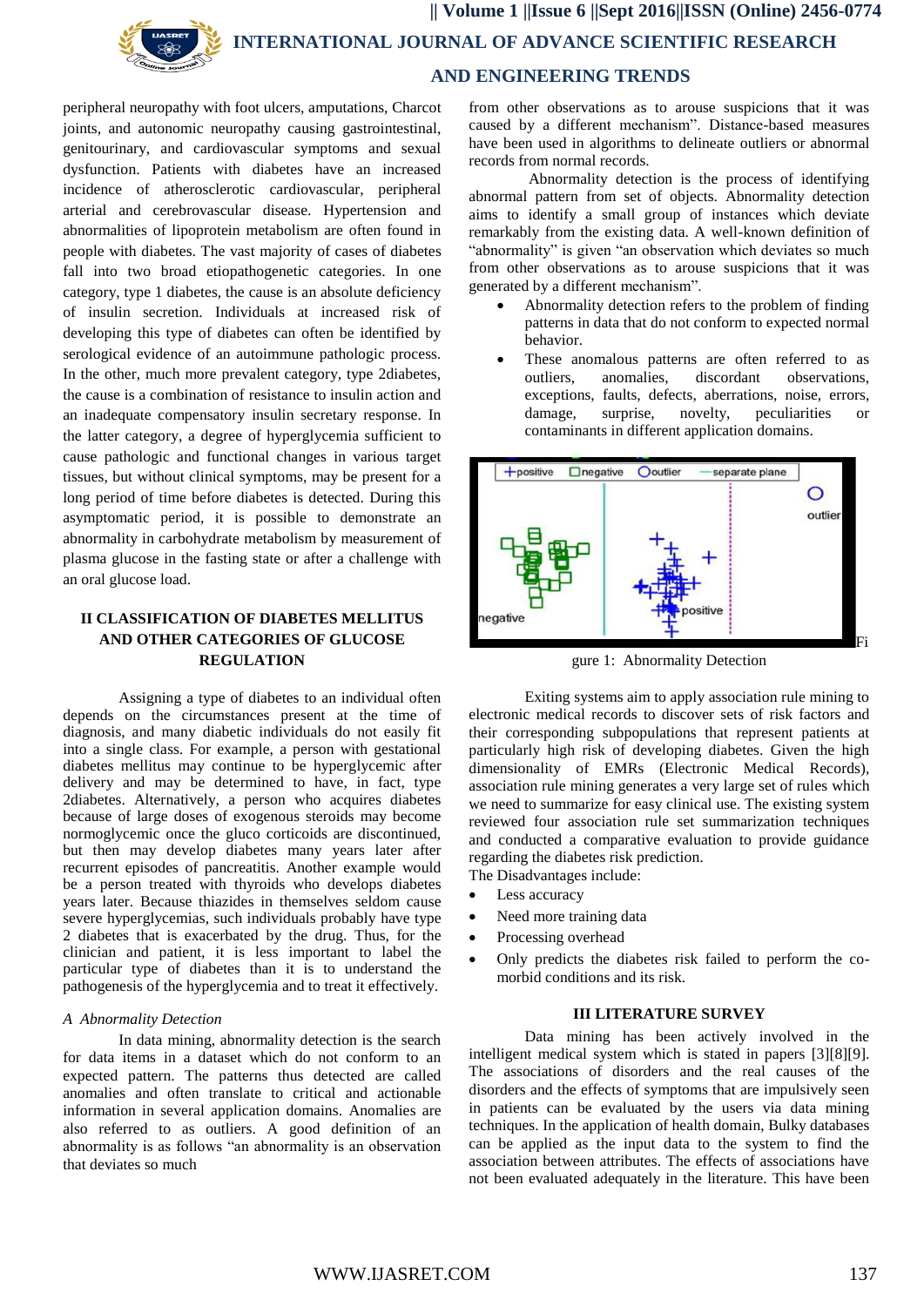peripheral neuropathy with foot ulcers, amputations, Charcot joints, and autonomic neuropathy causing gastrointestinal, genitourinary, and cardiovascular symptoms and sexual dysfunction. Patients with diabetes have an increased incidence of atherosclerotic cardiovascular, peripheral arterial and cerebrovascular disease. Hypertension and abnormalities of lipoprotein metabolism are often found in people with diabetes. The vast majority of cases of diabetes fall into two broad etiopathogenetic categories. In one category, type 1 diabetes, the cause is an absolute deficiency of insulin secretion. Individuals at increased risk of developing this type of diabetes can often be identified by serological evidence of an autoimmune pathologic process. In the other, much more prevalent category, type 2diabetes, the cause is a combination of resistance to insulin action and an inadequate compensatory insulin secretary response. In the latter category, a degree of hyperglycemia sufficient to cause pathologic and functional changes in various target tissues, but without clinical symptoms, may be present for a long period of time before diabetes is detected. During this asymptomatic period, it is possible to demonstrate an abnormality in carbohydrate metabolism by measurement of plasma glucose in the fasting state or after a challenge with an oral glucose load.

## II CLASSIFICATION OF DIABETES MELLITUS AND OTHER CATEGORIES OF GLUCOSE REGULATION

Assigning a type of diabetes to an individual often depends on the circumstances present at the time of diagnosis, and many diabetic individuals do not easily fit into a single class. For example, a person with gestational diabetes mellitus may continue to be hyperglycemic after delivery and may be determined to have, in fact, type 2diabetes. Alternatively, a person who acquires diabetes because of large doses of exogenous steroids may become normoglycemic once the gluco corticoids are discontinued, but then may develop diabetes many years later after recurrent episodes of pancreatitis. Another example would be a person treated with thyroids who develops diabetes years later. Because thiazides in themselves seldom cause severe hyperglycemias, such individuals probably have type 2 diabetes that is exacerbated by the drug. Thus, for the clinician and patient, it is less important to label the particular type of diabetes than it is to understand the pathogenesis of the hyperglycemia and to treat it effectively.

### *A Abnormality Detection*

In data mining, abnormality detection is the search for data items in a dataset which do not conform to an expected pattern. The patterns thus detected are called anomalies and often translate to critical and actionable information in several application domains. Anomalies are also referred to as outliers. A good definition of an abnormality is as follows "an abnormality is an observation that deviates so much from other observations as to arouse suspicions that it was caused by a different mechanism". Distance-based measures have been used in algorithms to delineate outliers or abnormal records from normal records.

Abnormality detection is the process of identifying abnormal pattern from set of objects. Abnormality detection aims to identify a small group of instances which deviate remarkably from the existing data. A well-known definition of "abnormality" is given "an observation which deviates so much from other observations as to arouse suspicions that it was generated by a different mechanism".

- Abnormality detection refers to the problem of finding patterns in data that do not conform to expected normal behavior.
- These anomalous patterns are often referred to as outliers, anomalies, discordant observations, exceptions, faults, defects, aberrations, noise, errors, damage, surprise, novelty, peculiarities or contaminants in different application domains.

Figure 1: Abnormality Detection

Exiting systems aim to apply association rule mining to electronic medical records to discover sets of risk factors and their corresponding subpopulations that represent patients at particularly high risk of developing diabetes. Given the high dimensionality of EMRs (Electronic Medical Records), association rule mining generates a very large set of rules which we need to summarize for easy clinical use. The existing system reviewed four association rule set summarization techniques and conducted a comparative evaluation to provide guidance regarding the diabetes risk prediction.

The Disadvantages include:

- Less accuracy
- Need more training data
- Processing overhead
- Only predicts the diabetes risk failed to perform the co-morbid conditions and its risk.

## III LITERATURE SURVEY

Data mining has been actively involved in the intelligent medical system which is stated in papers [3][8][9]. The associations of disorders and the real causes of the disorders and the effects of symptoms that are impulsively seen in patients can be evaluated by the users via data mining techniques. In the application of health domain, Bulky databases can be applied as the input data to the system to find the association between attributes. The effects of associations have not been evaluated adequately in the literature. This have been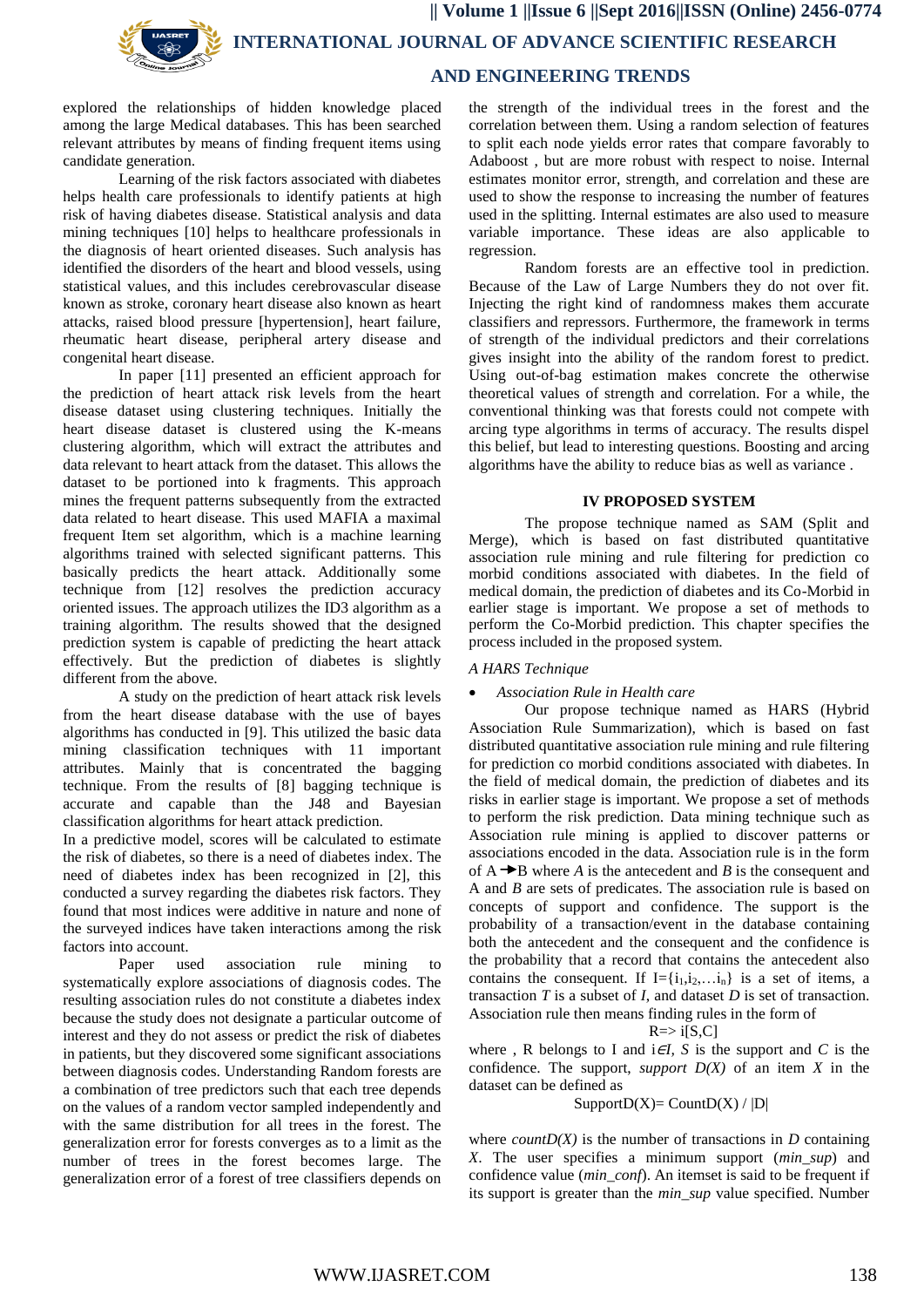explored the relationships of hidden knowledge placed among the large Medical databases. This has been searched relevant attributes by means of finding frequent items using candidate generation.

Learning of the risk factors associated with diabetes helps health care professionals to identify patients at high risk of having diabetes disease. Statistical analysis and data mining techniques [10] helps to healthcare professionals in the diagnosis of heart oriented diseases. Such analysis has identified the disorders of the heart and blood vessels, using statistical values, and this includes cerebrovascular disease known as stroke, coronary heart disease also known as heart attacks, raised blood pressure [hypertension], heart failure, rheumatic heart disease, peripheral artery disease and congenital heart disease.

In paper [11] presented an efficient approach for the prediction of heart attack risk levels from the heart disease dataset using clustering techniques. Initially the heart disease dataset is clustered using the K-means clustering algorithm, which will extract the attributes and data relevant to heart attack from the dataset. This allows the dataset to be portioned into k fragments. This approach mines the frequent patterns subsequently from the extracted data related to heart disease. This used MAFIA a maximal frequent Item set algorithm, which is a machine learning algorithms trained with selected significant patterns. This basically predicts the heart attack. Additionally some technique from [12] resolves the prediction accuracy oriented issues. The approach utilizes the ID3 algorithm as a training algorithm. The results showed that the designed prediction system is capable of predicting the heart attack effectively. But the prediction of diabetes is slightly different from the above.

A study on the prediction of heart attack risk levels from the heart disease database with the use of bayes algorithms has conducted in [9]. This utilized the basic data mining classification techniques with 11 important attributes. Mainly that is concentrated the bagging technique. From the results of [8] bagging technique is accurate and capable than the J48 and Bayesian classification algorithms for heart attack prediction.

In a predictive model, scores will be calculated to estimate the risk of diabetes, so there is a need of diabetes index. The need of diabetes index has been recognized in [2], this conducted a survey regarding the diabetes risk factors. They found that most indices were additive in nature and none of the surveyed indices have taken interactions among the risk factors into account.

Paper used association rule mining to systematically explore associations of diagnosis codes. The resulting association rules do not constitute a diabetes index because the study does not designate a particular outcome of interest and they do not assess or predict the risk of diabetes in patients, but they discovered some significant associations between diagnosis codes. Understanding Random forests are a combination of tree predictors such that each tree depends on the values of a random vector sampled independently and with the same distribution for all trees in the forest. The generalization error for forests converges as to a limit as the number of trees in the forest becomes large. The generalization error of a forest of tree classifiers depends on the strength of the individual trees in the forest and the correlation between them. Using a random selection of features to split each node yields error rates that compare favorably to Adaboost , but are more robust with respect to noise. Internal estimates monitor error, strength, and correlation and these are used to show the response to increasing the number of features used in the splitting. Internal estimates are also used to measure variable importance. These ideas are also applicable to regression.

Random forests are an effective tool in prediction. Because of the Law of Large Numbers they do not over fit. Injecting the right kind of randomness makes them accurate classifiers and repressors. Furthermore, the framework in terms of strength of the individual predictors and their correlations gives insight into the ability of the random forest to predict. Using out-of-bag estimation makes concrete the otherwise theoretical values of strength and correlation. For a while, the conventional thinking was that forests could not compete with arcing type algorithms in terms of accuracy. The results dispel this belief, but lead to interesting questions. Boosting and arcing algorithms have the ability to reduce bias as well as variance .

## IV PROPOSED SYSTEM

The propose technique named as SAM (Split and Merge), which is based on fast distributed quantitative association rule mining and rule filtering for prediction co morbid conditions associated with diabetes. In the field of medical domain, the prediction of diabetes and its Co-Morbid in earlier stage is important. We propose a set of methods to perform the Co-Morbid prediction. This chapter specifies the process included in the proposed system.

### *A HARS Technique*

- *Association Rule in Health care*

Our propose technique named as HARS (Hybrid Association Rule Summarization), which is based on fast distributed quantitative association rule mining and rule filtering for prediction co morbid conditions associated with diabetes. In the field of medical domain, the prediction of diabetes and its risks in earlier stage is important. We propose a set of methods to perform the risk prediction. Data mining technique such as Association rule mining is applied to discover patterns or associations encoded in the data. Association rule is in the form of A→B where *A* is the antecedent and *B* is the consequent and A and *B* are sets of predicates. The association rule is based on concepts of support and confidence. The support is the probability of a transaction/event in the database containing both the antecedent and the consequent and the confidence is the probability that a record that contains the antecedent also contains the consequent. If $I=\{i_1,i_2,\ldots i_n\}$ is a set of items, a transaction *T* is a subset of *I*, and dataset *D* is set of transaction. Association rule then means finding rules in the form of

$$R \Rightarrow i[S,C]$$

where , R belongs to I and $i \notin I$, *S* is the support and *C* is the confidence. The support, *support D(X)* of an item *X* in the dataset can be defined as

$$\text{SupportD}(X) = \text{CountD}(X) / |D|$$

where *countD(X)* is the number of transactions in *D* containing *X*. The user specifies a minimum support (*min_sup*) and confidence value (*min_conf*). An itemset is said to be frequent if its support is greater than the *min_sup* value specified. Number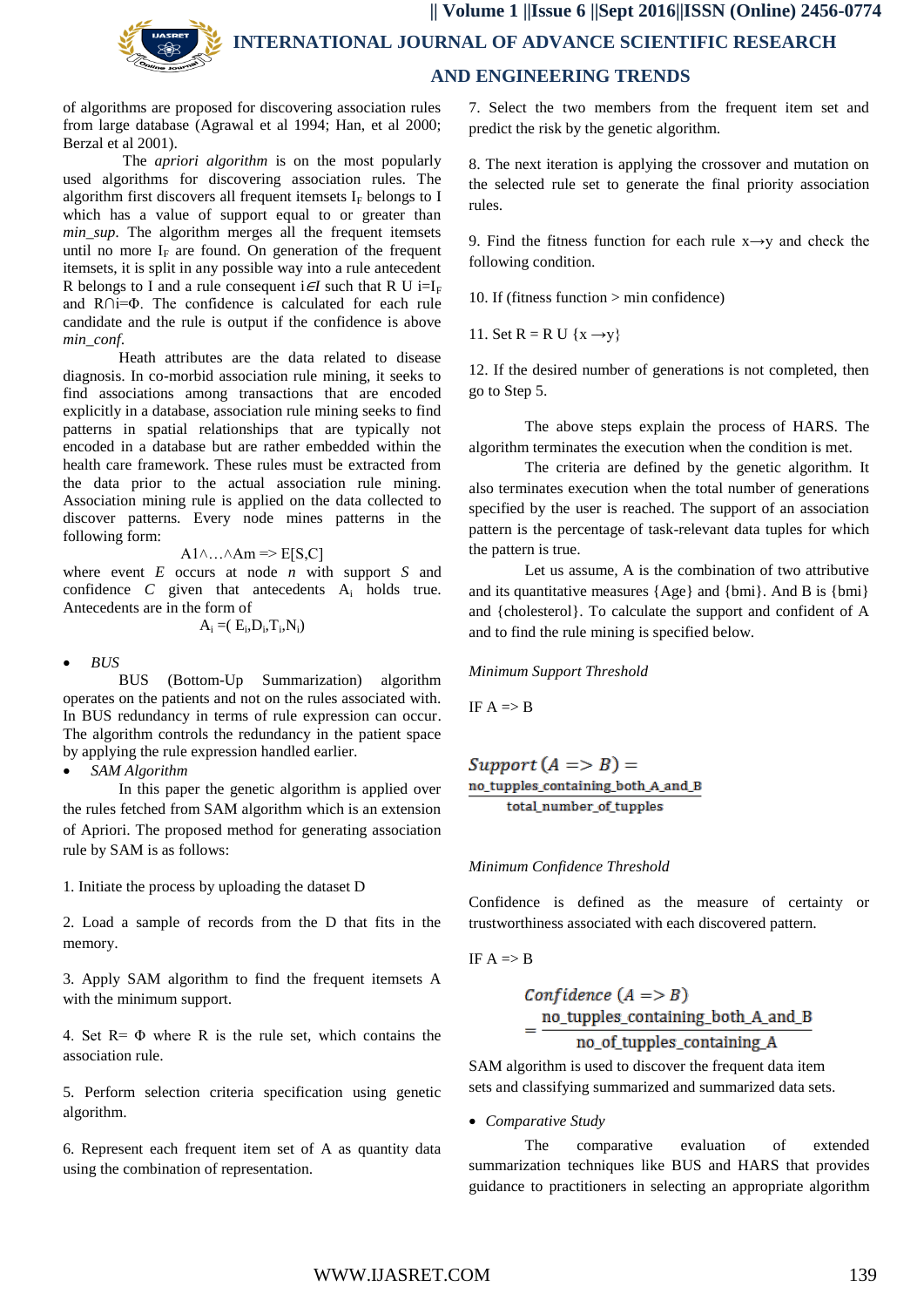of algorithms are proposed for discovering association rules from large database (Agrawal et al 1994; Han, et al 2000; Berzal et al 2001).

The *apriori algorithm* is on the most popularly used algorithms for discovering association rules. The algorithm first discovers all frequent itemsets $I_F$ belongs to I which has a value of support equal to or greater than *min_sup*. The algorithm merges all the frequent itemsets until no more $I_F$ are found. On generation of the frequent itemsets, it is split in any possible way into a rule antecedent R belongs to I and a rule consequent $i \in I$ such that R U $i = I_F$ and $R \cap i = \Phi$. The confidence is calculated for each rule candidate and the rule is output if the confidence is above *min_conf*.

Heath attributes are the data related to disease diagnosis. In co-morbid association rule mining, it seeks to find associations among transactions that are encoded explicitly in a database, association rule mining seeks to find patterns in spatial relationships that are typically not encoded in a database but are rather embedded within the health care framework. These rules must be extracted from the data prior to the actual association rule mining. Association mining rule is applied on the data collected to discover patterns. Every node mines patterns in the following form:

$$A1 \wedge \ldots \wedge Am \Rightarrow E[S,C]$$

where event *E* occurs at node *n* with support *S* and confidence *C* given that antecedents $A_i$ holds true. Antecedents are in the form of

$$A_i = (E_i, D_i, T_i, N_i)$$

- *BUS*

BUS (Bottom-Up Summarization) algorithm operates on the patients and not on the rules associated with. In BUS redundancy in terms of rule expression can occur. The algorithm controls the redundancy in the patient space by applying the rule expression handled earlier.

- *SAM Algorithm*

In this paper the genetic algorithm is applied over the rules fetched from SAM algorithm which is an extension of Apriori. The proposed method for generating association rule by SAM is as follows:

1. Initiate the process by uploading the dataset D

2. Load a sample of records from the D that fits in the memory.

3. Apply SAM algorithm to find the frequent itemsets A with the minimum support.

4. Set R= Φ where R is the rule set, which contains the association rule.

5. Perform selection criteria specification using genetic algorithm.

6. Represent each frequent item set of A as quantity data using the combination of representation.

7. Select the two members from the frequent item set and predict the risk by the genetic algorithm.

8. The next iteration is applying the crossover and mutation on the selected rule set to generate the final priority association rules.

9. Find the fitness function for each rule $x \rightarrow y$ and check the following condition.

10. If (fitness function > min confidence)

11. Set R = R U $\{x \rightarrow y\}$

12. If the desired number of generations is not completed, then go to Step 5.

The above steps explain the process of HARS. The algorithm terminates the execution when the condition is met.

The criteria are defined by the genetic algorithm. It also terminates execution when the total number of generations specified by the user is reached. The support of an association pattern is the percentage of task-relevant data tuples for which the pattern is true.

Let us assume, A is the combination of two attributive and its quantitative measures {Age} and {bmi}. And B is {bmi} and {cholesterol}. To calculate the support and confident of A and to find the rule mining is specified below.

*Minimum Support Threshold*

IF A => B

$$Support\ (A \Rightarrow B) = \frac{no\_tupples\_containing\_both\_A\_and\_B}{total\_number\_of\_tupples}$$

*Minimum Confidence Threshold*

Confidence is defined as the measure of certainty or trustworthiness associated with each discovered pattern.

IF A => B

$$Confidence\ (A \Rightarrow B) = \frac{no\_tupples\_containing\_both\_A\_and\_B}{no\_of\_tupples\_containing\_A}$$

SAM algorithm is used to discover the frequent data item sets and classifying summarized and summarized data sets.

- *Comparative Study*

The comparative evaluation of extended summarization techniques like BUS and HARS that provides guidance to practitioners in selecting an appropriate algorithm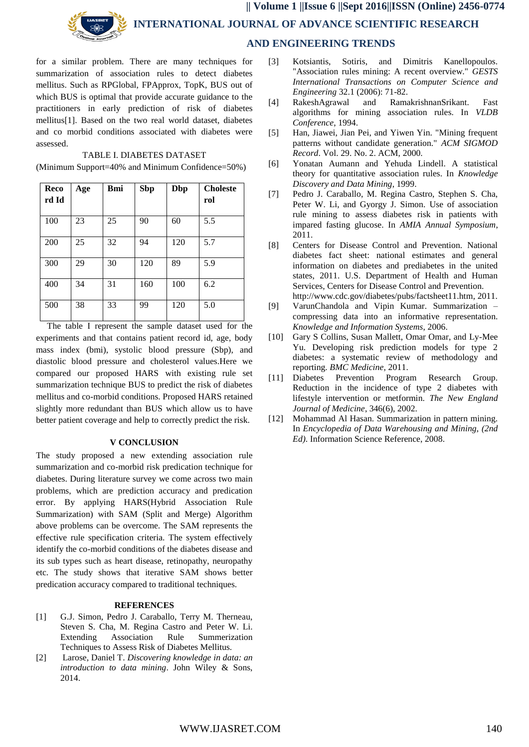for a similar problem. There are many techniques for summarization of association rules to detect diabetes mellitus. Such as RPGlobal, FPApprox, TopK, BUS out of which BUS is optimal that provide accurate guidance to the practitioners in early prediction of risk of diabetes mellitus[1]. Based on the two real world dataset, diabetes and co morbid conditions associated with diabetes were assessed.

TABLE I. DIABETES DATASET

(Minimum Support=40% and Minimum Confidence=50%)

| Record Id | Age | Bmi | Sbp | Dbp | Cholesterol |
|---|---|---|---|---|---|
| 100 | 23 | 25 | 90 | 60 | 5.5 |
| 200 | 25 | 32 | 94 | 120 | 5.7 |
| 300 | 29 | 30 | 120 | 89 | 5.9 |
| 400 | 34 | 31 | 160 | 100 | 6.2 |
| 500 | 38 | 33 | 99 | 120 | 5.0 |

The table I represent the sample dataset used for the experiments and that contains patient record id, age, body mass index (bmi), systolic blood pressure (Sbp), and diastolic blood pressure and cholesterol values.Here we compared our proposed HARS with existing rule set summarization technique BUS to predict the risk of diabetes mellitus and co-morbid conditions. Proposed HARS retained slightly more redundant than BUS which allow us to have better patient coverage and help to correctly predict the risk.

## V CONCLUSION

The study proposed a new extending association rule summarization and co-morbid risk predication technique for diabetes. During literature survey we come across two main problems, which are prediction accuracy and predication error. By applying HARS(Hybrid Association Rule Summarization) with SAM (Split and Merge) Algorithm above problems can be overcome. The SAM represents the effective rule specification criteria. The system effectively identify the co-morbid conditions of the diabetes disease and its sub types such as heart disease, retinopathy, neuropathy etc. The study shows that iterative SAM shows better predication accuracy compared to traditional techniques.

## REFERENCES

[1] G.J. Simon, Pedro J. Caraballo, Terry M. Therneau, Steven S. Cha, M. Regina Castro and Peter W. Li. Extending Association Rule Summerization Techniques to Assess Risk of Diabetes Mellitus.

[2] Larose, Daniel T. *Discovering knowledge in data: an introduction to data mining*. John Wiley & Sons, 2014.

[3] Kotsiantis, Sotiris, and Dimitris Kanellopoulos. "Association rules mining: A recent overview." *GESTS International Transactions on Computer Science and Engineering* 32.1 (2006): 71-82.

[4] RakeshAgrawal and RamakrishnanSrikant. Fast algorithms for mining association rules. In *VLDB Conference*, 1994.

[5] Han, Jiawei, Jian Pei, and Yiwen Yin. "Mining frequent patterns without candidate generation." *ACM SIGMOD Record*. Vol. 29. No. 2. ACM, 2000.

[6] Yonatan Aumann and Yehuda Lindell. A statistical theory for quantitative association rules. In *Knowledge Discovery and Data Mining*, 1999.

[7] Pedro J. Caraballo, M. Regina Castro, Stephen S. Cha, Peter W. Li, and Gyorgy J. Simon. Use of association rule mining to assess diabetes risk in patients with impared fasting glucose. In *AMIA Annual Symposium*, 2011.

[8] Centers for Disease Control and Prevention. National diabetes fact sheet: national estimates and general information on diabetes and prediabetes in the united states, 2011. U.S. Department of Health and Human Services, Centers for Disease Control and Prevention. http://www.cdc.gov/diabetes/pubs/factsheet11.htm, 2011.

[9] VarunChandola and Vipin Kumar. Summarization – compressing data into an informative representation. *Knowledge and Information Systems*, 2006.

[10] Gary S Collins, Susan Mallett, Omar Omar, and Ly-Mee Yu. Developing risk prediction models for type 2 diabetes: a systematic review of methodology and reporting. *BMC Medicine*, 2011.

[11] Diabetes Prevention Program Research Group. Reduction in the incidence of type 2 diabetes with lifestyle intervention or metformin. *The New England Journal of Medicine*, 346(6), 2002.

[12] Mohammad Al Hasan. Summarization in pattern mining. In *Encyclopedia of Data Warehousing and Mining, (2nd Ed)*. Information Science Reference, 2008.